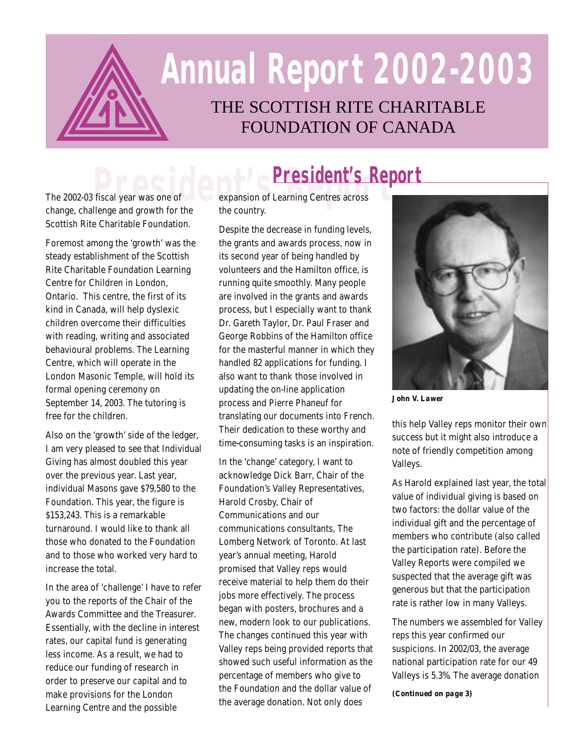# Annual Report 2002-2003

## THE SCOTTISH RITE CHARITABLE FOUNDATION OF CANADA

## President's Report

The 2002-03 fiscal year was one of change, challenge and growth for the Scottish Rite Charitable Foundation.

Foremost among the 'growth' was the steady establishment of the Scottish Rite Charitable Foundation Learning Centre for Children in London, Ontario. This centre, the first of its kind in Canada, will help dyslexic children overcome their difficulties with reading, writing and associated behavioural problems. The Learning Centre, which will operate in the London Masonic Temple, will hold its formal opening ceremony on September 14, 2003. The tutoring is free for the children.

Also on the 'growth' side of the ledger, I am very pleased to see that Individual Giving has almost doubled this year over the previous year. Last year, individual Masons gave $79,580 to the Foundation. This year, the figure is $153,243. This is a remarkable turnaround. I would like to thank all those who donated to the Foundation and to those who worked very hard to increase the total.

In the area of 'challenge' I have to refer you to the reports of the Chair of the Awards Committee and the Treasurer. Essentially, with the decline in interest rates, our capital fund is generating less income. As a result, we had to reduce our funding of research in order to preserve our capital and to make provisions for the London Learning Centre and the possible expansion of Learning Centres across the country.

Despite the decrease in funding levels, the grants and awards process, now in its second year of being handled by volunteers and the Hamilton office, is running quite smoothly. Many people are involved in the grants and awards process, but I especially want to thank Dr. Gareth Taylor, Dr. Paul Fraser and George Robbins of the Hamilton office for the masterful manner in which they handled 82 applications for funding. I also want to thank those involved in updating the on-line application process and Pierre Phaneuf for translating our documents into French. Their dedication to these worthy and time-consuming tasks is an inspiration.

In the 'change' category, I want to acknowledge Dick Barr, Chair of the Foundation's Valley Representatives, Harold Crosby, Chair of Communications and our communications consultants, The Lomberg Network of Toronto. At last year's annual meeting, Harold promised that Valley reps would receive material to help them do their jobs more effectively. The process began with posters, brochures and a new, modern look to our publications. The changes continued this year with Valley reps being provided reports that showed such useful information as the percentage of members who give to the Foundation and the dollar value of the average donation. Not only does this help Valley reps monitor their own success but it might also introduce a note of friendly competition among Valleys.

**John V. Lawer**

As Harold explained last year, the total value of individual giving is based on two factors: the dollar value of the individual gift and the percentage of members who contribute (also called the participation rate). Before the Valley Reports were compiled we suspected that the average gift was generous but that the participation rate is rather low in many Valleys.

The numbers we assembled for Valley reps this year confirmed our suspicions. In 2002/03, the average national participation rate for our 49 Valleys is 5.3%. The average donation

***(Continued on page 3)***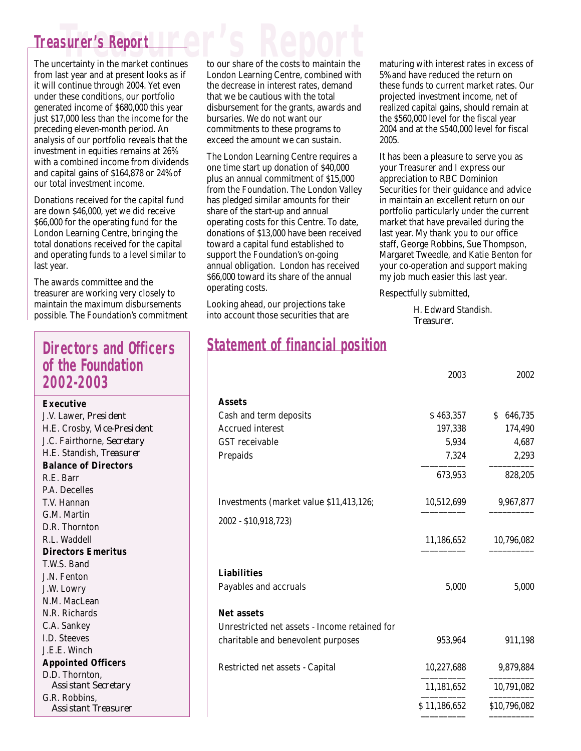## Treasurer's Report

The uncertainty in the market continues from last year and at present looks as if it will continue through 2004. Yet even under these conditions, our portfolio generated income of $680,000 this year just $17,000 less than the income for the preceding eleven-month period. An analysis of our portfolio reveals that the investment in equities remains at 26% with a combined income from dividends and capital gains of $164,878 or 24% of our total investment income.

Donations received for the capital fund are down $46,000, yet we did receive $66,000 for the operating fund for the London Learning Centre, bringing the total donations received for the capital and operating funds to a level similar to last year.

The awards committee and the treasurer are working very closely to maintain the maximum disbursements possible. The Foundation's commitment to our share of the costs to maintain the London Learning Centre, combined with the decrease in interest rates, demand that we be cautious with the total disbursement for the grants, awards and bursaries. We do not want our commitments to these programs to exceed the amount we can sustain.

The London Learning Centre requires a one time start up donation of $40,000 plus an annual commitment of $15,000 from the Foundation. The London Valley has pledged similar amounts for their share of the start-up and annual operating costs for this Centre. To date, donations of $13,000 have been received toward a capital fund established to support the Foundation's on-going annual obligation. London has received $66,000 toward its share of the annual operating costs.

Looking ahead, our projections take into account those securities that are maturing with interest rates in excess of 5% and have reduced the return on these funds to current market rates. Our projected investment income, net of realized capital gains, should remain at the $560,000 level for the fiscal year 2004 and at the $540,000 level for fiscal 2005.

It has been a pleasure to serve you as your Treasurer and I express our appreciation to RBC Dominion Securities for their guidance and advice in maintain an excellent return on our portfolio particularly under the current market that have prevailed during the last year. My thank you to our office staff, George Robbins, Sue Thompson, Margaret Tweedle, and Katie Benton for your co-operation and support making my job much easier this last year.

Respectfully submitted,

H. Edward Standish.
*Treasurer.*

## Directors and Officers of the Foundation 2002-2003

**Executive**

J.V. Lawer, *President*
H.E. Crosby, *Vice-President*
J.C. Fairthorne, *Secretary*
H.E. Standish, *Treasurer*

**Balance of Directors**

R.E. Barr
P.A. Decelles
T.V. Hannan
G.M. Martin
D.R. Thornton
R.L. Waddell

**Directors Emeritus**

T.W.S. Band
J.N. Fenton
J.W. Lowry
N.M. MacLean
N.R. Richards
C.A. Sankey
I.D. Steeves
J.E.E. Winch

**Appointed Officers**

D.D. Thornton, *Assistant Secretary*
G.R. Robbins, *Assistant Treasurer*

## Statement of financial position

| | 2003 | 2002 |
|---|---|---|
| **Assets** | | |
| Cash and term deposits | $ 463,357 | $ 646,735 |
| Accrued interest | 197,338 | 174,490 |
| GST receivable | 5,934 | 4,687 |
| Prepaids | 7,324 | 2,293 |
| | 673,953 | 828,205 |
| Investments (market value $11,413,126; 2002 - $10,918,723) | 10,512,699 | 9,967,877 |
| | 11,186,652 | 10,796,082 |
| **Liabilities** | | |
| Payables and accruals | 5,000 | 5,000 |
| **Net assets** | | |
| Unrestricted net assets - Income retained for charitable and benevolent purposes | 953,964 | 911,198 |
| Restricted net assets - Capital | 10,227,688 | 9,879,884 |
| | 11,181,652 | 10,791,082 |
| | $ 11,186,652 | $10,796,082 |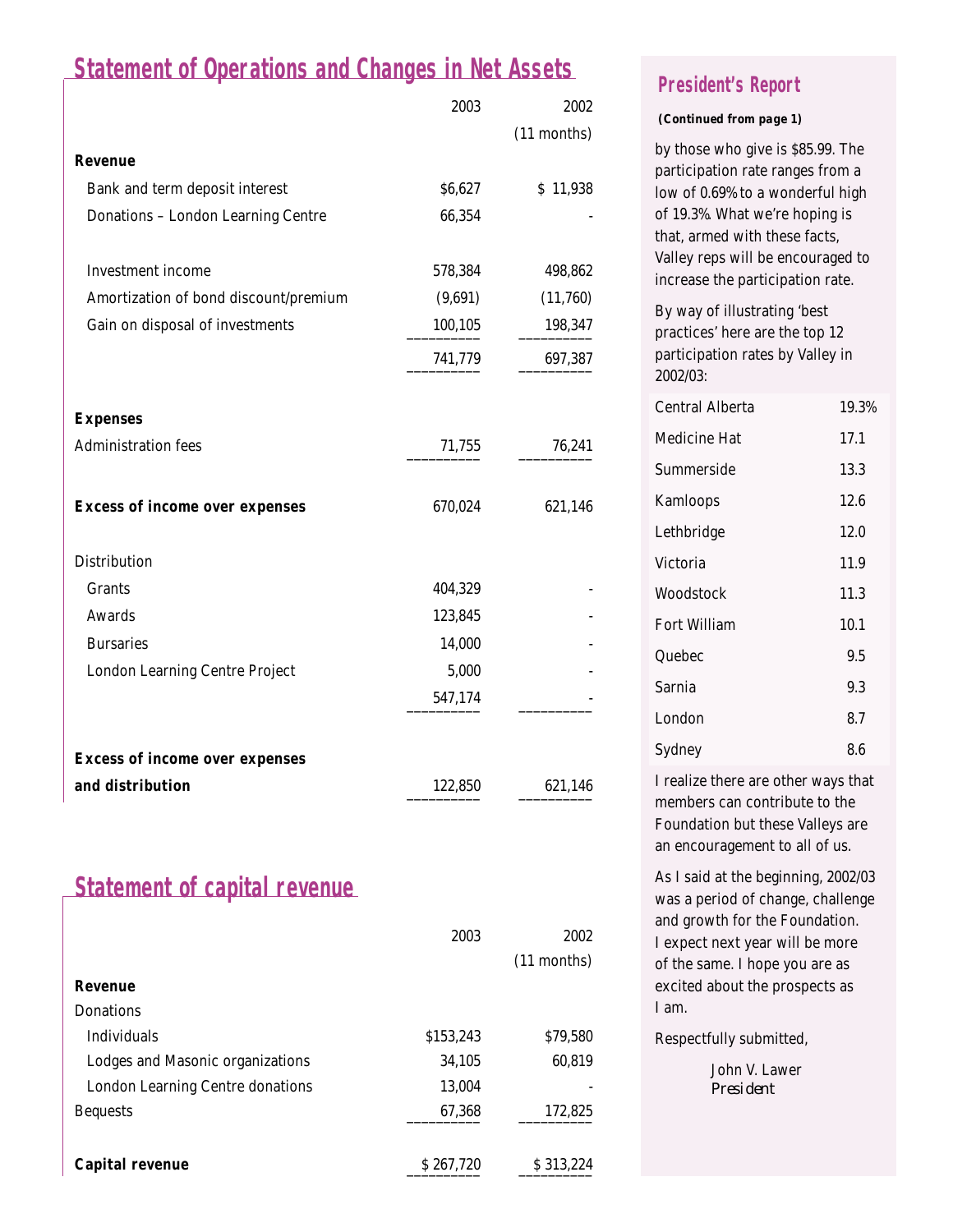## Statement of Operations and Changes in Net Assets

| | 2003 | 2002 (11 months) |
|---|---|---|
| **Revenue** | | |
| Bank and term deposit interest | $6,627 | $ 11,938 |
| Donations – London Learning Centre | 66,354 | - |
| Investment income | 578,384 | 498,862 |
| Amortization of bond discount/premium | (9,691) | (11,760) |
| Gain on disposal of investments | 100,105 | 198,347 |
| | 741,779 | 697,387 |
| **Expenses** | | |
| Administration fees | 71,755 | 76,241 |
| **Excess of income over expenses** | 670,024 | 621,146 |
| Distribution | | |
| Grants | 404,329 | - |
| Awards | 123,845 | - |
| Bursaries | 14,000 | - |
| London Learning Centre Project | 5,000 | - |
| | 547,174 | - |
| **Excess of income over expenses and distribution** | 122,850 | 621,146 |

## Statement of capital revenue

| | 2003 | 2002 (11 months) |
|---|---|---|
| **Revenue** | | |
| Donations | | |
| Individuals | $153,243 | $79,580 |
| Lodges and Masonic organizations | 34,105 | 60,819 |
| London Learning Centre donations | 13,004 | - |
| Bequests | 67,368 | 172,825 |
| **Capital revenue** | $ 267,720 | $ 313,224 |

## President's Report

**(Continued from page 1)**

by those who give is $85.99. The participation rate ranges from a low of 0.69% to a wonderful high of 19.3%. What we're hoping is that, armed with these facts, Valley reps will be encouraged to increase the participation rate.

By way of illustrating 'best practices' here are the top 12 participation rates by Valley in 2002/03:

| Valley | Rate |
|---|---|
| Central Alberta | 19.3% |
| Medicine Hat | 17.1 |
| Summerside | 13.3 |
| Kamloops | 12.6 |
| Lethbridge | 12.0 |
| Victoria | 11.9 |
| Woodstock | 11.3 |
| Fort William | 10.1 |
| Quebec | 9.5 |
| Sarnia | 9.3 |
| London | 8.7 |
| Sydney | 8.6 |

I realize there are other ways that members can contribute to the Foundation but these Valleys are an encouragement to all of us.

As I said at the beginning, 2002/03 was a period of change, challenge and growth for the Foundation. I expect next year will be more of the same. I hope you are as excited about the prospects as I am.

Respectfully submitted,

John V. Lawer
*President*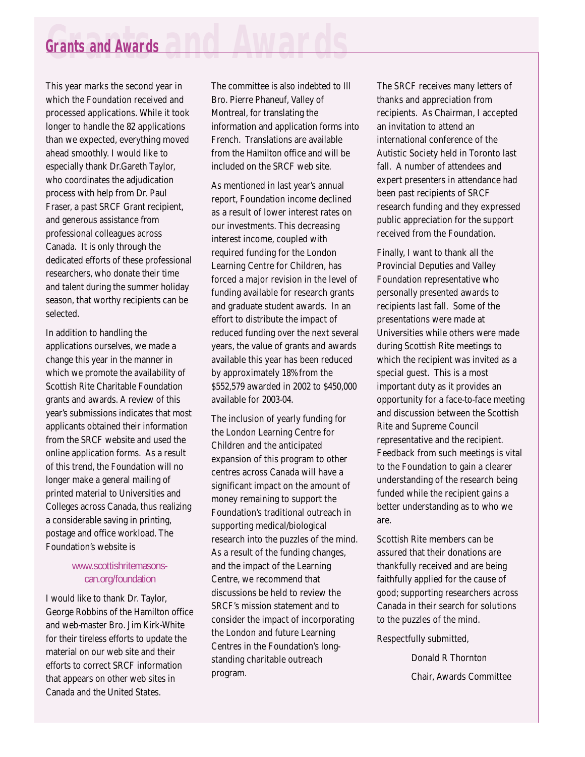## Grants and Awards

This year marks the second year in which the Foundation received and processed applications. While it took longer to handle the 82 applications than we expected, everything moved ahead smoothly. I would like to especially thank Dr.Gareth Taylor, who coordinates the adjudication process with help from Dr. Paul Fraser, a past SRCF Grant recipient, and generous assistance from professional colleagues across Canada. It is only through the dedicated efforts of these professional researchers, who donate their time and talent during the summer holiday season, that worthy recipients can be selected.

In addition to handling the applications ourselves, we made a change this year in the manner in which we promote the availability of Scottish Rite Charitable Foundation grants and awards. A review of this year's submissions indicates that most applicants obtained their information from the SRCF website and used the online application forms. As a result of this trend, the Foundation will no longer make a general mailing of printed material to Universities and Colleges across Canada, thus realizing a considerable saving in printing, postage and office workload. The Foundation's website is

www.scottishritemasons-can.org/foundation

I would like to thank Dr. Taylor, George Robbins of the Hamilton office and web-master Bro. Jim Kirk-White for their tireless efforts to update the material on our web site and their efforts to correct SRCF information that appears on other web sites in Canada and the United States.

The committee is also indebted to Ill Bro. Pierre Phaneuf, Valley of Montreal, for translating the information and application forms into French. Translations are available from the Hamilton office and will be included on the SRCF web site.

As mentioned in last year's annual report, Foundation income declined as a result of lower interest rates on our investments. This decreasing interest income, coupled with required funding for the London Learning Centre for Children, has forced a major revision in the level of funding available for research grants and graduate student awards. In an effort to distribute the impact of reduced funding over the next several years, the value of grants and awards available this year has been reduced by approximately 18% from the $552,579 awarded in 2002 to $450,000 available for 2003-04.

The inclusion of yearly funding for the London Learning Centre for Children and the anticipated expansion of this program to other centres across Canada will have a significant impact on the amount of money remaining to support the Foundation's traditional outreach in supporting medical/biological research into the puzzles of the mind. As a result of the funding changes, and the impact of the Learning Centre, we recommend that discussions be held to review the SRCF's mission statement and to consider the impact of incorporating the London and future Learning Centres in the Foundation's long-standing charitable outreach program.

The SRCF receives many letters of thanks and appreciation from recipients. As Chairman, I accepted an invitation to attend an international conference of the Autistic Society held in Toronto last fall. A number of attendees and expert presenters in attendance had been past recipients of SRCF research funding and they expressed public appreciation for the support received from the Foundation.

Finally, I want to thank all the Provincial Deputies and Valley Foundation representative who personally presented awards to recipients last fall. Some of the presentations were made at Universities while others were made during Scottish Rite meetings to which the recipient was invited as a special guest. This is a most important duty as it provides an opportunity for a face-to-face meeting and discussion between the Scottish Rite and Supreme Council representative and the recipient. Feedback from such meetings is vital to the Foundation to gain a clearer understanding of the research being funded while the recipient gains a better understanding as to who we are.

Scottish Rite members can be assured that their donations are thankfully received and are being faithfully applied for the cause of good; supporting researchers across Canada in their search for solutions to the puzzles of the mind.

Respectfully submitted,

Donald R Thornton

Chair, Awards Committee